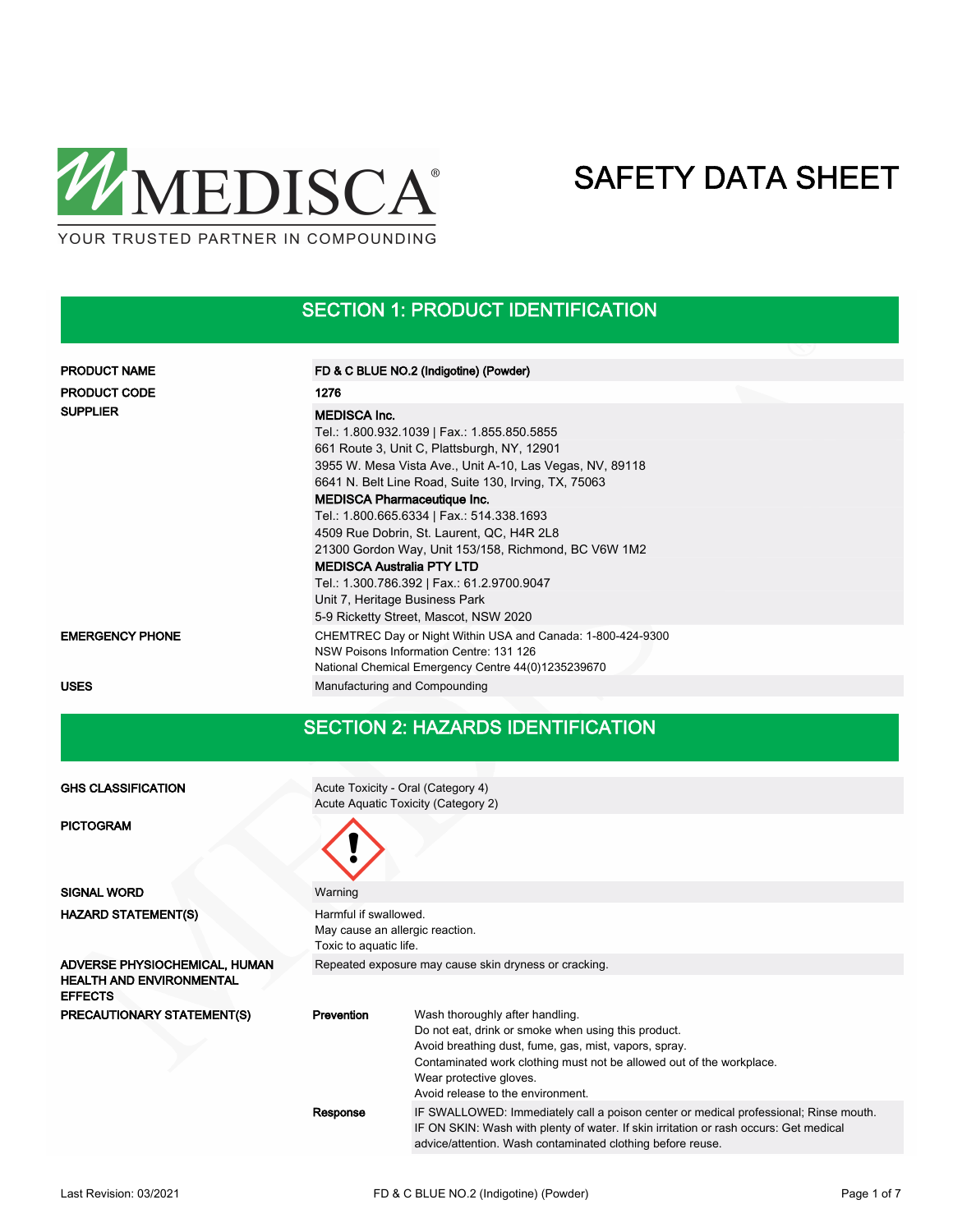MEDISCA®

YOUR TRUSTED PARTNER IN COMPOUNDING

# SAFETY DATA SHEET

## SECTION 1: PRODUCT IDENTIFICATION

| | |
|---|---|
| **PRODUCT NAME** | **FD & C BLUE NO.2 (Indigotine) (Powder)** |
| **PRODUCT CODE** | **1276** |
| **SUPPLIER** | **MEDISCA Inc.**<br>Tel.: 1.800.932.1039 \| Fax.: 1.855.850.5855<br>661 Route 3, Unit C, Plattsburgh, NY, 12901<br>3955 W. Mesa Vista Ave., Unit A-10, Las Vegas, NV, 89118<br>6641 N. Belt Line Road, Suite 130, Irving, TX, 75063<br>**MEDISCA Pharmaceutique Inc.**<br>Tel.: 1.800.665.6334 \| Fax.: 514.338.1693<br>4509 Rue Dobrin, St. Laurent, QC, H4R 2L8<br>21300 Gordon Way, Unit 153/158, Richmond, BC V6W 1M2<br>**MEDISCA Australia PTY LTD**<br>Tel.: 1.300.786.392 \| Fax.: 61.2.9700.9047<br>Unit 7, Heritage Business Park<br>5-9 Ricketty Street, Mascot, NSW 2020 |
| **EMERGENCY PHONE** | CHEMTREC Day or Night Within USA and Canada: 1-800-424-9300<br>NSW Poisons Information Centre: 131 126<br>National Chemical Emergency Centre 44(0)1235239670 |
| **USES** | Manufacturing and Compounding |

## SECTION 2: HAZARDS IDENTIFICATION

| | | |
|---|---|---|
| **GHS CLASSIFICATION** | Acute Toxicity - Oral (Category 4)<br>Acute Aquatic Toxicity (Category 2) | |
| **PICTOGRAM** | | |
| **SIGNAL WORD** | Warning | |
| **HAZARD STATEMENT(S)** | Harmful if swallowed.<br>May cause an allergic reaction.<br>Toxic to aquatic life. | |
| **ADVERSE PHYSIOCHEMICAL, HUMAN HEALTH AND ENVIRONMENTAL EFFECTS** | Repeated exposure may cause skin dryness or cracking. | |
| **PRECAUTIONARY STATEMENT(S)** | **Prevention** | Wash thoroughly after handling.<br>Do not eat, drink or smoke when using this product.<br>Avoid breathing dust, fume, gas, mist, vapors, spray.<br>Contaminated work clothing must not be allowed out of the workplace.<br>Wear protective gloves.<br>Avoid release to the environment. |
| | **Response** | IF SWALLOWED: Immediately call a poison center or medical professional; Rinse mouth.<br>IF ON SKIN: Wash with plenty of water. If skin irritation or rash occurs: Get medical advice/attention. Wash contaminated clothing before reuse. |

Last Revision: 03/2021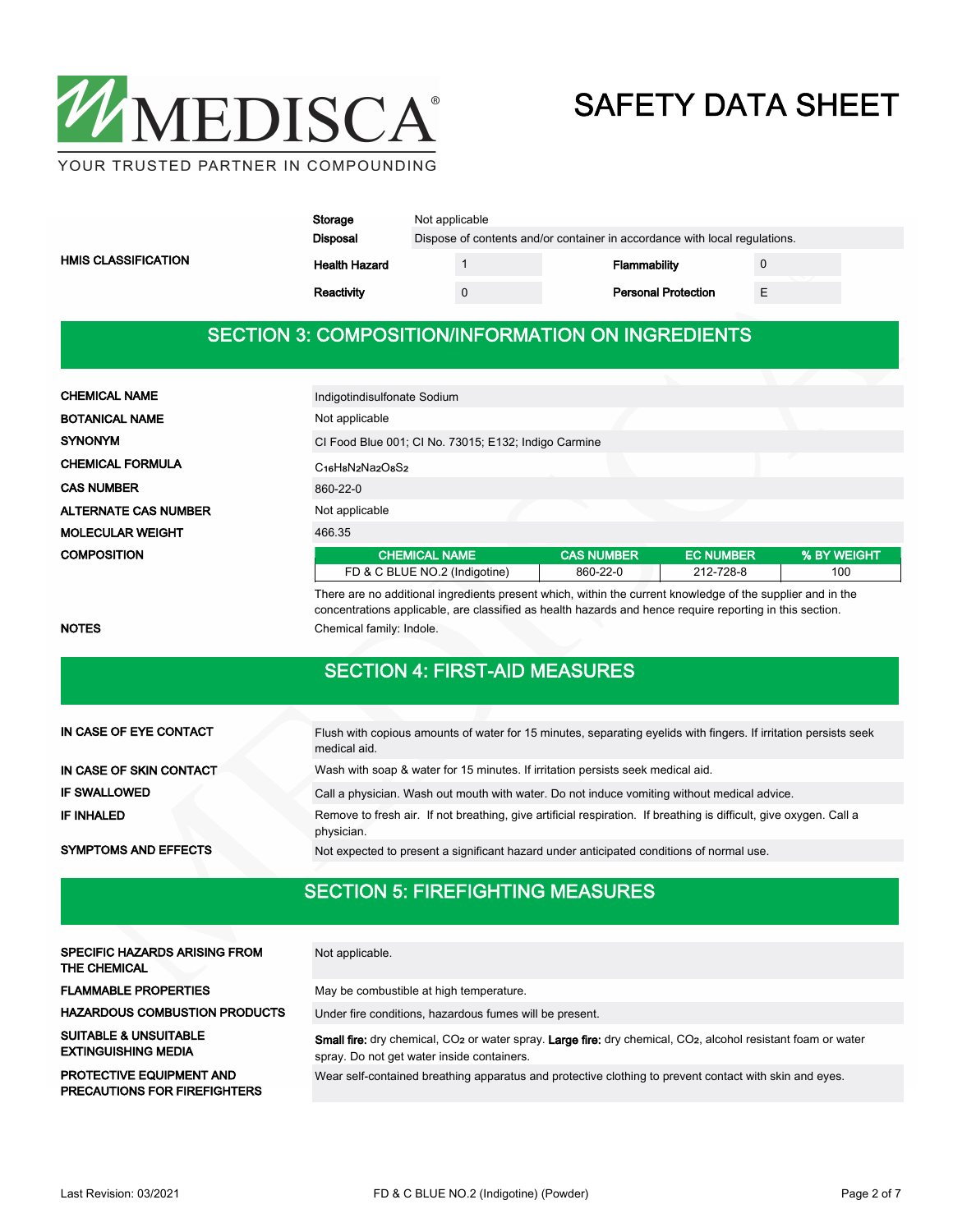| | | | |
|---|---|---|---|
| **Storage** | Not applicable | | |
| **Disposal** | Dispose of contents and/or container in accordance with local regulations. | | |

**HMIS CLASSIFICATION**

| | | | |
|---|---|---|---|
| **Health Hazard** | 1 | **Flammability** | 0 |
| **Reactivity** | 0 | **Personal Protection** | E |

## SECTION 3: COMPOSITION/INFORMATION ON INGREDIENTS

| | |
|---|---|
| **CHEMICAL NAME** | Indigotindisulfonate Sodium |
| **BOTANICAL NAME** | Not applicable |
| **SYNONYM** | CI Food Blue 001; CI No. 73015; E132; Indigo Carmine |
| **CHEMICAL FORMULA** | $C_{16}H_8N_2Na_2O_8S_2$ |
| **CAS NUMBER** | 860-22-0 |
| **ALTERNATE CAS NUMBER** | Not applicable |
| **MOLECULAR WEIGHT** | 466.35 |

**COMPOSITION**

| CHEMICAL NAME | CAS NUMBER | EC NUMBER | % BY WEIGHT |
|---|---|---|---|
| FD & C BLUE NO.2 (Indigotine) | 860-22-0 | 212-728-8 | 100 |

There are no additional ingredients present which, within the current knowledge of the supplier and in the concentrations applicable, are classified as health hazards and hence require reporting in this section.

**NOTES** Chemical family: Indole.

## SECTION 4: FIRST-AID MEASURES

| | |
|---|---|
| **IN CASE OF EYE CONTACT** | Flush with copious amounts of water for 15 minutes, separating eyelids with fingers. If irritation persists seek medical aid. |
| **IN CASE OF SKIN CONTACT** | Wash with soap & water for 15 minutes. If irritation persists seek medical aid. |
| **IF SWALLOWED** | Call a physician. Wash out mouth with water. Do not induce vomiting without medical advice. |
| **IF INHALED** | Remove to fresh air. If not breathing, give artificial respiration. If breathing is difficult, give oxygen. Call a physician. |
| **SYMPTOMS AND EFFECTS** | Not expected to present a significant hazard under anticipated conditions of normal use. |

## SECTION 5: FIREFIGHTING MEASURES

| | |
|---|---|
| **SPECIFIC HAZARDS ARISING FROM THE CHEMICAL** | Not applicable. |
| **FLAMMABLE PROPERTIES** | May be combustible at high temperature. |
| **HAZARDOUS COMBUSTION PRODUCTS** | Under fire conditions, hazardous fumes will be present. |
| **SUITABLE & UNSUITABLE EXTINGUISHING MEDIA** | **Small fire:** dry chemical, $CO_2$ or water spray. **Large fire:** dry chemical, $CO_2$, alcohol resistant foam or water spray. Do not get water inside containers. |
| **PROTECTIVE EQUIPMENT AND PRECAUTIONS FOR FIREFIGHTERS** | Wear self-contained breathing apparatus and protective clothing to prevent contact with skin and eyes. |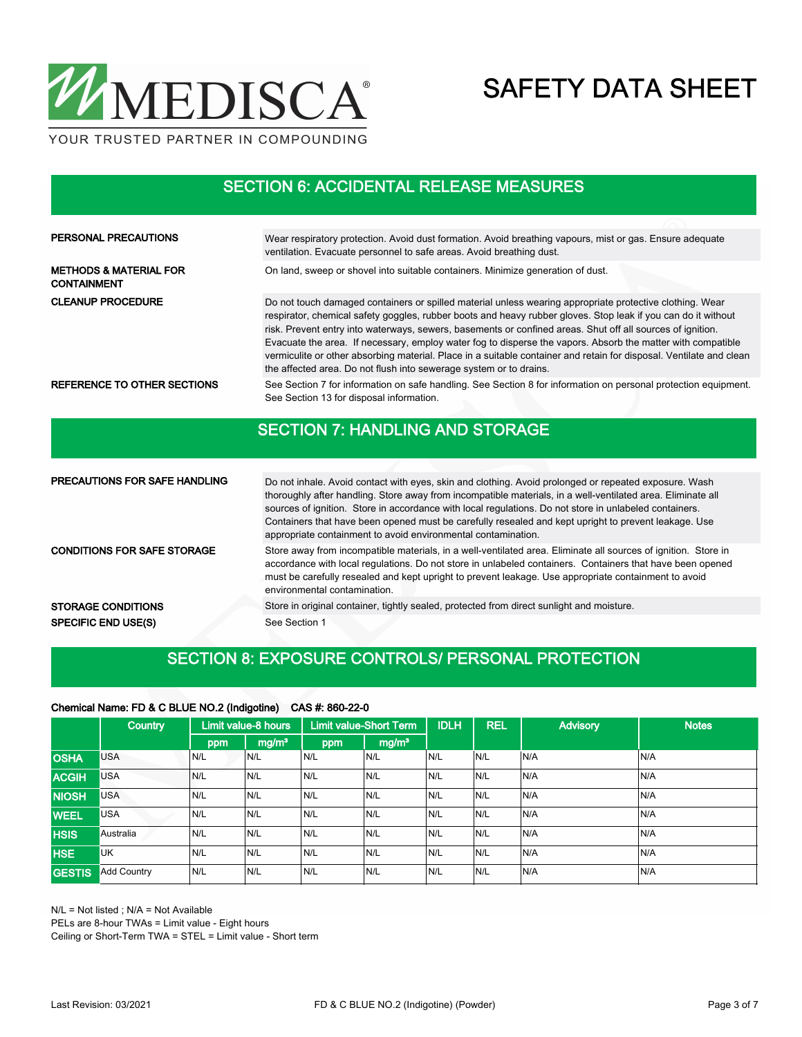## SECTION 6: ACCIDENTAL RELEASE MEASURES

**PERSONAL PRECAUTIONS**

Wear respiratory protection. Avoid dust formation. Avoid breathing vapours, mist or gas. Ensure adequate ventilation. Evacuate personnel to safe areas. Avoid breathing dust.

**METHODS & MATERIAL FOR CONTAINMENT**

On land, sweep or shovel into suitable containers. Minimize generation of dust.

**CLEANUP PROCEDURE**

Do not touch damaged containers or spilled material unless wearing appropriate protective clothing. Wear respirator, chemical safety goggles, rubber boots and heavy rubber gloves. Stop leak if you can do it without risk. Prevent entry into waterways, sewers, basements or confined areas. Shut off all sources of ignition. Evacuate the area. If necessary, employ water fog to disperse the vapors. Absorb the matter with compatible vermiculite or other absorbing material. Place in a suitable container and retain for disposal. Ventilate and clean the affected area. Do not flush into sewerage system or to drains.

**REFERENCE TO OTHER SECTIONS**

See Section 7 for information on safe handling. See Section 8 for information on personal protection equipment. See Section 13 for disposal information.

## SECTION 7: HANDLING AND STORAGE

**PRECAUTIONS FOR SAFE HANDLING**

Do not inhale. Avoid contact with eyes, skin and clothing. Avoid prolonged or repeated exposure. Wash thoroughly after handling. Store away from incompatible materials, in a well-ventilated area. Eliminate all sources of ignition. Store in accordance with local regulations. Do not store in unlabeled containers. Containers that have been opened must be carefully resealed and kept upright to prevent leakage. Use appropriate containment to avoid environmental contamination.

**CONDITIONS FOR SAFE STORAGE**

Store away from incompatible materials, in a well-ventilated area. Eliminate all sources of ignition. Store in accordance with local regulations. Do not store in unlabeled containers. Containers that have been opened must be carefully resealed and kept upright to prevent leakage. Use appropriate containment to avoid environmental contamination.

**STORAGE CONDITIONS**

Store in original container, tightly sealed, protected from direct sunlight and moisture.

**SPECIFIC END USE(S)**

See Section 1

## SECTION 8: EXPOSURE CONTROLS/ PERSONAL PROTECTION

**Chemical Name: FD & C BLUE NO.2 (Indigotine) CAS #: 860-22-0**

| | Country | Limit value-8 hours | | Limit value-Short Term | | IDLH | REL | Advisory | Notes |
|---|---|---|---|---|---|---|---|---|---|
| | | ppm | mg/m³ | ppm | mg/m³ | | | | |
| **OSHA** | USA | N/L | N/L | N/L | N/L | N/L | N/L | N/A | N/A |
| **ACGIH** | USA | N/L | N/L | N/L | N/L | N/L | N/L | N/A | N/A |
| **NIOSH** | USA | N/L | N/L | N/L | N/L | N/L | N/L | N/A | N/A |
| **WEEL** | USA | N/L | N/L | N/L | N/L | N/L | N/L | N/A | N/A |
| **HSIS** | Australia | N/L | N/L | N/L | N/L | N/L | N/L | N/A | N/A |
| **HSE** | UK | N/L | N/L | N/L | N/L | N/L | N/L | N/A | N/A |
| **GESTIS** | Add Country | N/L | N/L | N/L | N/L | N/L | N/L | N/A | N/A |

N/L = Not listed ; N/A = Not Available

PELs are 8-hour TWAs = Limit value - Eight hours

Ceiling or Short-Term TWA = STEL = Limit value - Short term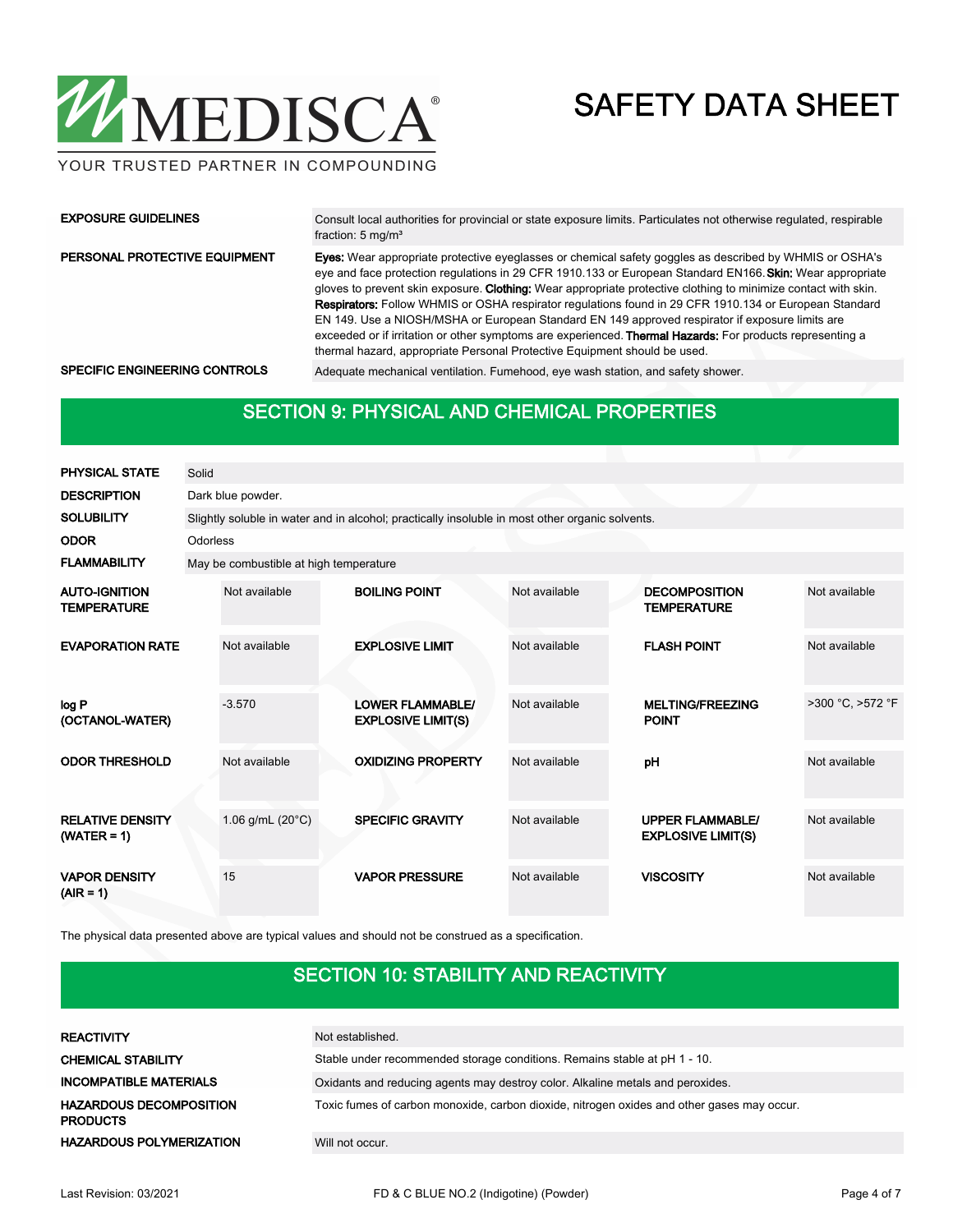| | |
|---|---|
| **EXPOSURE GUIDELINES** | Consult local authorities for provincial or state exposure limits. Particulates not otherwise regulated, respirable fraction: 5 mg/m³ |
| **PERSONAL PROTECTIVE EQUIPMENT** | **Eyes:** Wear appropriate protective eyeglasses or chemical safety goggles as described by WHMIS or OSHA's eye and face protection regulations in 29 CFR 1910.133 or European Standard EN166. **Skin:** Wear appropriate gloves to prevent skin exposure. **Clothing:** Wear appropriate protective clothing to minimize contact with skin. **Respirators:** Follow WHMIS or OSHA respirator regulations found in 29 CFR 1910.134 or European Standard EN 149. Use a NIOSH/MSHA or European Standard EN 149 approved respirator if exposure limits are exceeded or if irritation or other symptoms are experienced. **Thermal Hazards:** For products representing a thermal hazard, appropriate Personal Protective Equipment should be used. |
| **SPECIFIC ENGINEERING CONTROLS** | Adequate mechanical ventilation. Fumehood, eye wash station, and safety shower. |

## SECTION 9: PHYSICAL AND CHEMICAL PROPERTIES

| | |
|---|---|
| **PHYSICAL STATE** | Solid |
| **DESCRIPTION** | Dark blue powder. |
| **SOLUBILITY** | Slightly soluble in water and in alcohol; practically insoluble in most other organic solvents. |
| **ODOR** | Odorless |
| **FLAMMABILITY** | May be combustible at high temperature |

| | | | | | |
|---|---|---|---|---|---|
| **AUTO-IGNITION TEMPERATURE** | Not available | **BOILING POINT** | Not available | **DECOMPOSITION TEMPERATURE** | Not available |
| **EVAPORATION RATE** | Not available | **EXPLOSIVE LIMIT** | Not available | **FLASH POINT** | Not available |
| **log P (OCTANOL-WATER)** | -3.570 | **LOWER FLAMMABLE/ EXPLOSIVE LIMIT(S)** | Not available | **MELTING/FREEZING POINT** | >300 °C, >572 °F |
| **ODOR THRESHOLD** | Not available | **OXIDIZING PROPERTY** | Not available | **pH** | Not available |
| **RELATIVE DENSITY (WATER = 1)** | 1.06 g/mL (20°C) | **SPECIFIC GRAVITY** | Not available | **UPPER FLAMMABLE/ EXPLOSIVE LIMIT(S)** | Not available |
| **VAPOR DENSITY (AIR = 1)** | 15 | **VAPOR PRESSURE** | Not available | **VISCOSITY** | Not available |

The physical data presented above are typical values and should not be construed as a specification.

## SECTION 10: STABILITY AND REACTIVITY

| | |
|---|---|
| **REACTIVITY** | Not established. |
| **CHEMICAL STABILITY** | Stable under recommended storage conditions. Remains stable at pH 1 - 10. |
| **INCOMPATIBLE MATERIALS** | Oxidants and reducing agents may destroy color. Alkaline metals and peroxides. |
| **HAZARDOUS DECOMPOSITION PRODUCTS** | Toxic fumes of carbon monoxide, carbon dioxide, nitrogen oxides and other gases may occur. |
| **HAZARDOUS POLYMERIZATION** | Will not occur. |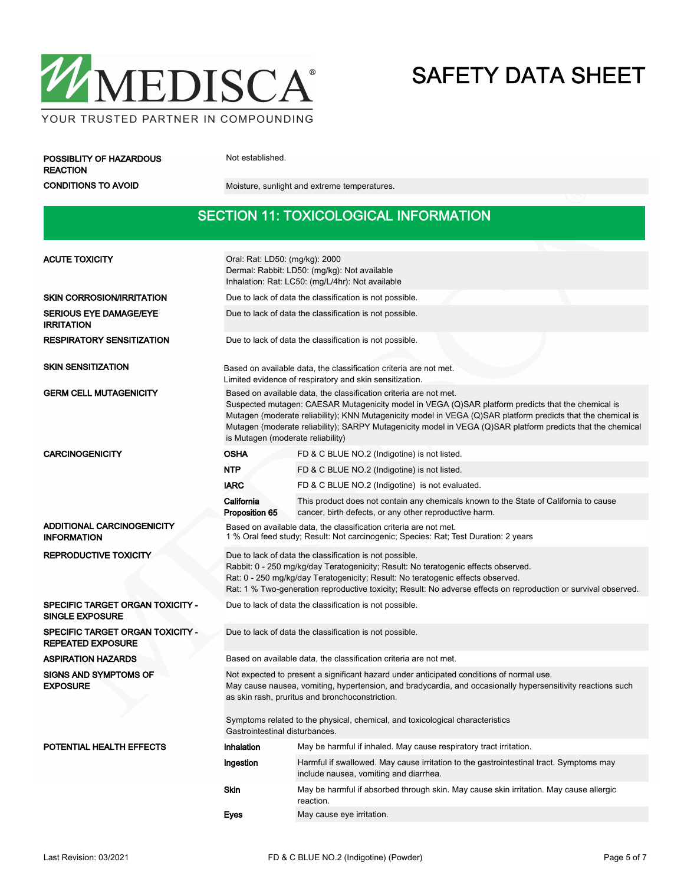| | |
|---|---|
| **POSSIBLITY OF HAZARDOUS REACTION** | Not established. |
| **CONDITIONS TO AVOID** | Moisture, sunlight and extreme temperatures. |

## SECTION 11: TOXICOLOGICAL INFORMATION

| | | |
|---|---|---|
| **ACUTE TOXICITY** | Oral: Rat: LD50: (mg/kg): 2000<br>Dermal: Rabbit: LD50: (mg/kg): Not available<br>Inhalation: Rat: LC50: (mg/L/4hr): Not available | |
| **SKIN CORROSION/IRRITATION** | Due to lack of data the classification is not possible. | |
| **SERIOUS EYE DAMAGE/EYE IRRITATION** | Due to lack of data the classification is not possible. | |
| **RESPIRATORY SENSITIZATION** | Due to lack of data the classification is not possible. | |
| **SKIN SENSITIZATION** | Based on available data, the classification criteria are not met.<br>Limited evidence of respiratory and skin sensitization. | |
| **GERM CELL MUTAGENICITY** | Based on available data, the classification criteria are not met.<br>Suspected mutagen: CAESAR Mutagenicity model in VEGA (Q)SAR platform predicts that the chemical is Mutagen (moderate reliability); KNN Mutagenicity model in VEGA (Q)SAR platform predicts that the chemical is Mutagen (moderate reliability); SARPY Mutagenicity model in VEGA (Q)SAR platform predicts that the chemical is Mutagen (moderate reliability) | |
| **CARCINOGENICITY** | **OSHA** | FD & C BLUE NO.2 (Indigotine) is not listed. |
| | **NTP** | FD & C BLUE NO.2 (Indigotine) is not listed. |
| | **IARC** | FD & C BLUE NO.2 (Indigotine) is not evaluated. |
| | **California Proposition 65** | This product does not contain any chemicals known to the State of California to cause cancer, birth defects, or any other reproductive harm. |
| **ADDITIONAL CARCINOGENICITY INFORMATION** | Based on available data, the classification criteria are not met.<br>1 % Oral feed study; Result: Not carcinogenic; Species: Rat; Test Duration: 2 years | |
| **REPRODUCTIVE TOXICITY** | Due to lack of data the classification is not possible.<br>Rabbit: 0 - 250 mg/kg/day Teratogenicity; Result: No teratogenic effects observed.<br>Rat: 0 - 250 mg/kg/day Teratogenicity; Result: No teratogenic effects observed.<br>Rat: 1 % Two-generation reproductive toxicity; Result: No adverse effects on reproduction or survival observed. | |
| **SPECIFIC TARGET ORGAN TOXICITY - SINGLE EXPOSURE** | Due to lack of data the classification is not possible. | |
| **SPECIFIC TARGET ORGAN TOXICITY - REPEATED EXPOSURE** | Due to lack of data the classification is not possible. | |
| **ASPIRATION HAZARDS** | Based on available data, the classification criteria are not met. | |
| **SIGNS AND SYMPTOMS OF EXPOSURE** | Not expected to present a significant hazard under anticipated conditions of normal use.<br>May cause nausea, vomiting, hypertension, and bradycardia, and occasionally hypersensitivity reactions such as skin rash, pruritus and bronchoconstriction.<br><br>Symptoms related to the physical, chemical, and toxicological characteristics<br>Gastrointestinal disturbances. | |
| **POTENTIAL HEALTH EFFECTS** | **Inhalation** | May be harmful if inhaled. May cause respiratory tract irritation. |
| | **Ingestion** | Harmful if swallowed. May cause irritation to the gastrointestinal tract. Symptoms may include nausea, vomiting and diarrhea. |
| | **Skin** | May be harmful if absorbed through skin. May cause skin irritation. May cause allergic reaction. |
| | **Eyes** | May cause eye irritation. |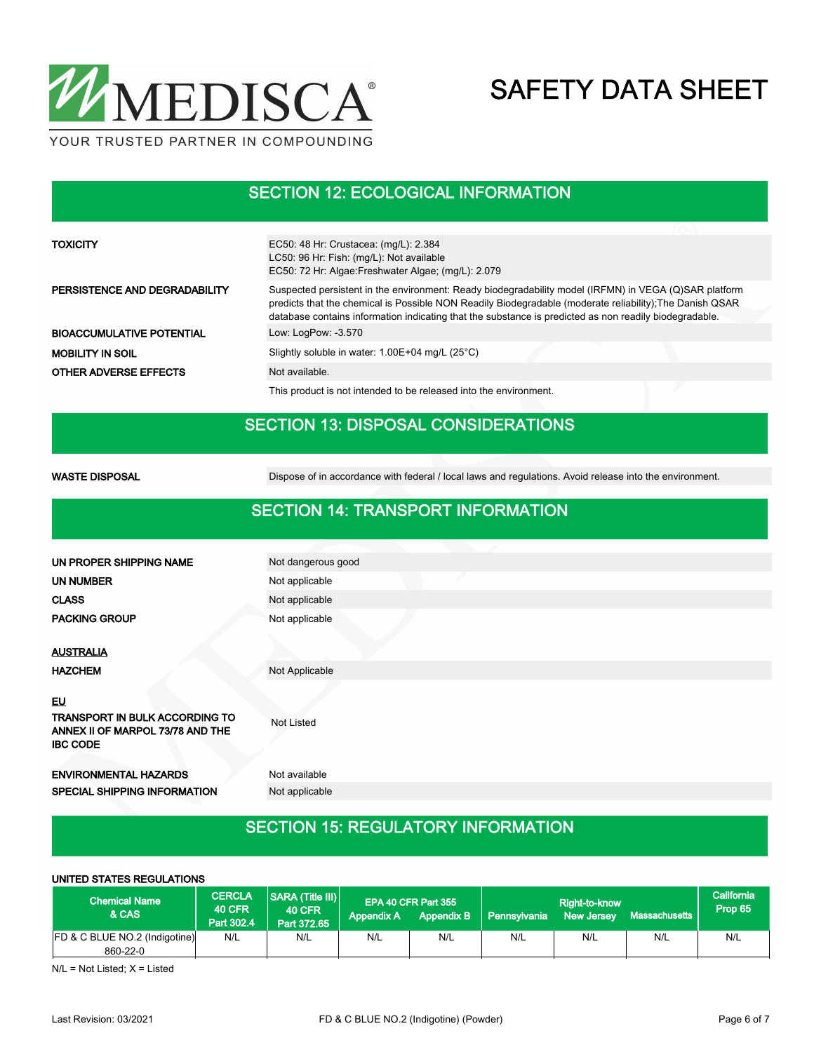## SECTION 12: ECOLOGICAL INFORMATION

| | |
|---|---|
| **TOXICITY** | EC50: 48 Hr: Crustacea: (mg/L): 2.384<br>LC50: 96 Hr: Fish: (mg/L): Not available<br>EC50: 72 Hr: Algae:Freshwater Algae; (mg/L): 2.079 |
| **PERSISTENCE AND DEGRADABILITY** | Suspected persistent in the environment: Ready biodegradability model (IRFMN) in VEGA (Q)SAR platform predicts that the chemical is Possible NON Readily Biodegradable (moderate reliability);The Danish QSAR database contains information indicating that the substance is predicted as non readily biodegradable. |
| **BIOACCUMULATIVE POTENTIAL** | Low: LogPow: -3.570 |
| **MOBILITY IN SOIL** | Slightly soluble in water: 1.00E+04 mg/L (25°C) |
| **OTHER ADVERSE EFFECTS** | Not available. |
| | This product is not intended to be released into the environment. |

## SECTION 13: DISPOSAL CONSIDERATIONS

| | |
|---|---|
| **WASTE DISPOSAL** | Dispose of in accordance with federal / local laws and regulations. Avoid release into the environment. |

## SECTION 14: TRANSPORT INFORMATION

| | |
|---|---|
| **UN PROPER SHIPPING NAME** | Not dangerous good |
| **UN NUMBER** | Not applicable |
| **CLASS** | Not applicable |
| **PACKING GROUP** | Not applicable |

**AUSTRALIA**

| | |
|---|---|
| **HAZCHEM** | Not Applicable |

**EU**

| | |
|---|---|
| **TRANSPORT IN BULK ACCORDING TO ANNEX II OF MARPOL 73/78 AND THE IBC CODE** | Not Listed |
| **ENVIRONMENTAL HAZARDS** | Not available |
| **SPECIAL SHIPPING INFORMATION** | Not applicable |

## SECTION 15: REGULATORY INFORMATION

**UNITED STATES REGULATIONS**

| Chemical Name & CAS | CERCLA 40 CFR Part 302.4 | SARA (Title III) 40 CFR Part 372.65 | EPA 40 CFR Part 355 | | Right-to-know | | | California Prop 65 |
|---|---|---|---|---|---|---|---|---|
| | | | Appendix A | Appendix B | Pennsylvania | New Jersey | Massachusetts | |
| FD & C BLUE NO.2 (Indigotine) 860-22-0 | N/L | N/L | N/L | N/L | N/L | N/L | N/L | N/L |

N/L = Not Listed; X = Listed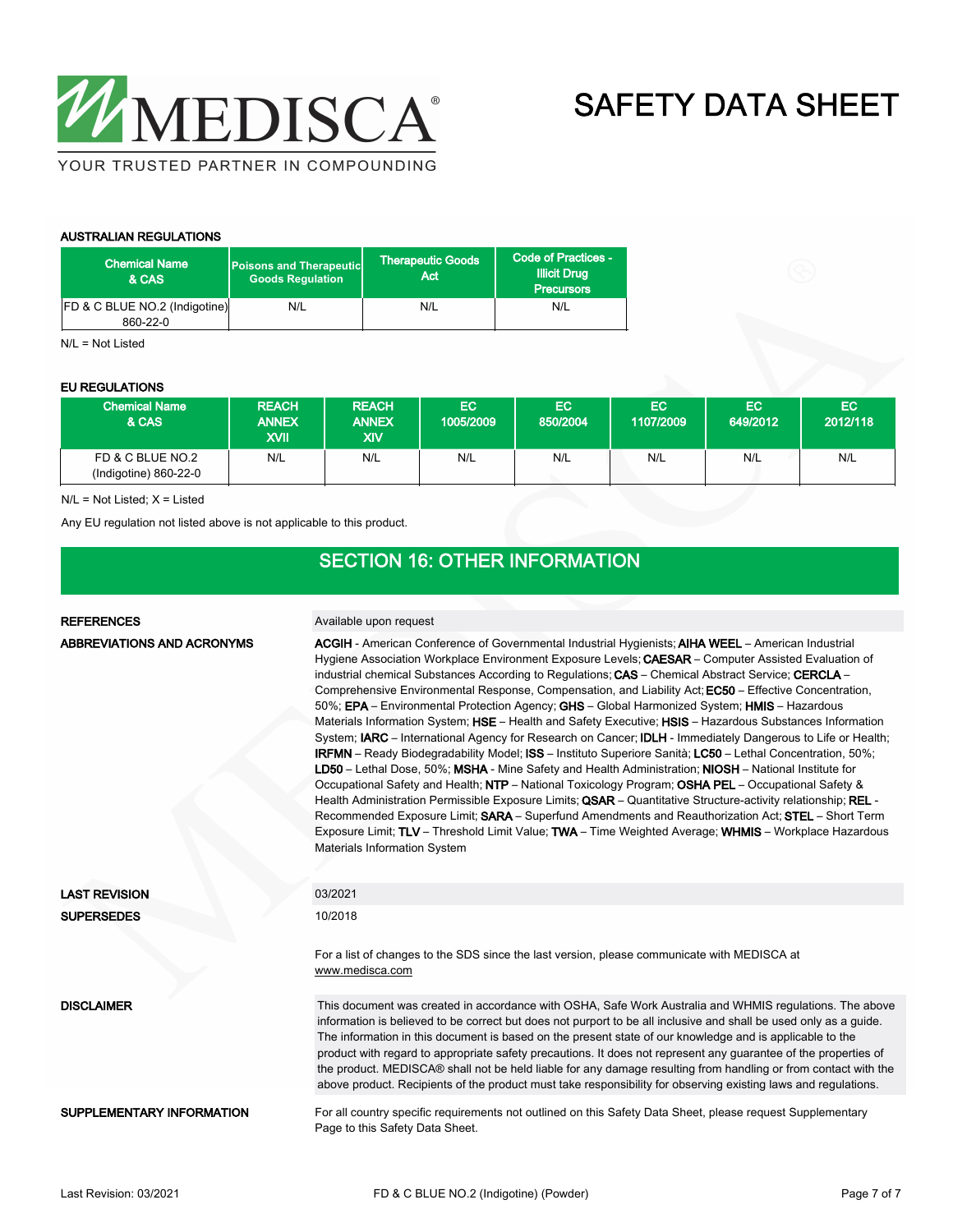#### AUSTRALIAN REGULATIONS

| Chemical Name & CAS | Poisons and Therapeutic Goods Regulation | Therapeutic Goods Act | Code of Practices - Illicit Drug Precursors |
|---|---|---|---|
| FD & C BLUE NO.2 (Indigotine) 860-22-0 | N/L | N/L | N/L |

N/L = Not Listed

#### EU REGULATIONS

| Chemical Name & CAS | REACH ANNEX XVII | REACH ANNEX XIV | EC 1005/2009 | EC 850/2004 | EC 1107/2009 | EC 649/2012 | EC 2012/118 |
|---|---|---|---|---|---|---|---|
| FD & C BLUE NO.2 (Indigotine) 860-22-0 | N/L | N/L | N/L | N/L | N/L | N/L | N/L |

N/L = Not Listed; X = Listed

Any EU regulation not listed above is not applicable to this product.

## SECTION 16: OTHER INFORMATION

**REFERENCES**
Available upon request

**ABBREVIATIONS AND ACRONYMS**
**ACGIH** - American Conference of Governmental Industrial Hygienists; **AIHA WEEL** – American Industrial Hygiene Association Workplace Environment Exposure Levels; **CAESAR** – Computer Assisted Evaluation of industrial chemical Substances According to Regulations; **CAS** – Chemical Abstract Service; **CERCLA** – Comprehensive Environmental Response, Compensation, and Liability Act; **EC50** – Effective Concentration, 50%; **EPA** – Environmental Protection Agency; **GHS** – Global Harmonized System; **HMIS** – Hazardous Materials Information System; **HSE** – Health and Safety Executive; **HSIS** – Hazardous Substances Information System; **IARC** – International Agency for Research on Cancer; **IDLH** - Immediately Dangerous to Life or Health; **IRFMN** – Ready Biodegradability Model; **ISS** – Instituto Superiore Sanità; **LC50** – Lethal Concentration, 50%; **LD50** – Lethal Dose, 50%; **MSHA** - Mine Safety and Health Administration; **NIOSH** – National Institute for Occupational Safety and Health; **NTP** – National Toxicology Program; **OSHA PEL** – Occupational Safety & Health Administration Permissible Exposure Limits; **QSAR** – Quantitative Structure-activity relationship; **REL** - Recommended Exposure Limit; **SARA** – Superfund Amendments and Reauthorization Act; **STEL** – Short Term Exposure Limit; **TLV** – Threshold Limit Value; **TWA** – Time Weighted Average; **WHMIS** – Workplace Hazardous Materials Information System

**LAST REVISION**
03/2021

**SUPERSEDES**
10/2018

For a list of changes to the SDS since the last version, please communicate with MEDISCA at www.medisca.com

**DISCLAIMER**
This document was created in accordance with OSHA, Safe Work Australia and WHMIS regulations. The above information is believed to be correct but does not purport to be all inclusive and shall be used only as a guide. The information in this document is based on the present state of our knowledge and is applicable to the product with regard to appropriate safety precautions. It does not represent any guarantee of the properties of the product. MEDISCA® shall not be held liable for any damage resulting from handling or from contact with the above product. Recipients of the product must take responsibility for observing existing laws and regulations.

**SUPPLEMENTARY INFORMATION**
For all country specific requirements not outlined on this Safety Data Sheet, please request Supplementary Page to this Safety Data Sheet.